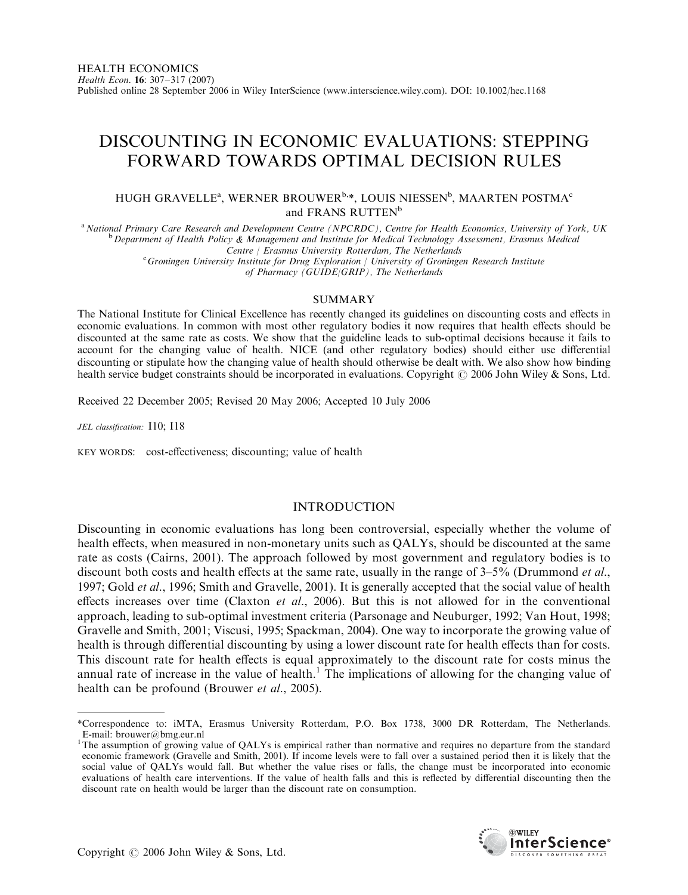# DISCOUNTING IN ECONOMIC EVALUATIONS: STEPPING FORWARD TOWARDS OPTIMAL DECISION RULES

HUGH GRAVELLE[a], WERNER BROUWER[b,*], LOUIS NIESSEN[b], MAARTEN POSTMA[c] and FRANS RUTTEN[b]

[a] *National Primary Care Research and Development Centre (NPCRDC), Centre for Health Economics, University of York, UK*
[b] *Department of Health Policy & Management and Institute for Medical Technology Assessment, Erasmus Medical Centre / Erasmus University Rotterdam, The Netherlands*
[c] *Groningen University Institute for Drug Exploration / University of Groningen Research Institute of Pharmacy (GUIDE/GRIP), The Netherlands*

## SUMMARY

The National Institute for Clinical Excellence has recently changed its guidelines on discounting costs and effects in economic evaluations. In common with most other regulatory bodies it now requires that health effects should be discounted at the same rate as costs. We show that the guideline leads to sub-optimal decisions because it fails to account for the changing value of health. NICE (and other regulatory bodies) should either use differential discounting or stipulate how the changing value of health should otherwise be dealt with. We also show how binding health service budget constraints should be incorporated in evaluations. Copyright © 2006 John Wiley & Sons, Ltd.

Received 22 December 2005; Revised 20 May 2006; Accepted 10 July 2006

*JEL classification:* I10; I18

KEY WORDS: cost-effectiveness; discounting; value of health

## INTRODUCTION

Discounting in economic evaluations has long been controversial, especially whether the volume of health effects, when measured in non-monetary units such as QALYs, should be discounted at the same rate as costs (Cairns, 2001). The approach followed by most government and regulatory bodies is to discount both costs and health effects at the same rate, usually in the range of 3–5% (Drummond *et al.*, 1997; Gold *et al.*, 1996; Smith and Gravelle, 2001). It is generally accepted that the social value of health effects increases over time (Claxton *et al.*, 2006). But this is not allowed for in the conventional approach, leading to sub-optimal investment criteria (Parsonage and Neuburger, 1992; Van Hout, 1998; Gravelle and Smith, 2001; Viscusi, 1995; Spackman, 2004). One way to incorporate the growing value of health is through differential discounting by using a lower discount rate for health effects than for costs. This discount rate for health effects is equal approximately to the discount rate for costs minus the annual rate of increase in the value of health.[1] The implications of allowing for the changing value of health can be profound (Brouwer *et al.*, 2005).

---

*Correspondence to: iMTA, Erasmus University Rotterdam, P.O. Box 1738, 3000 DR Rotterdam, The Netherlands. E-mail: brouwer@bmg.eur.nl

[1] The assumption of growing value of QALYs is empirical rather than normative and requires no departure from the standard economic framework (Gravelle and Smith, 2001). If income levels were to fall over a sustained period then it is likely that the social value of QALYs would fall. But whether the value rises or falls, the change must be incorporated into economic evaluations of health care interventions. If the value of health falls and this is reflected by differential discounting then the discount rate on health would be larger than the discount rate on consumption.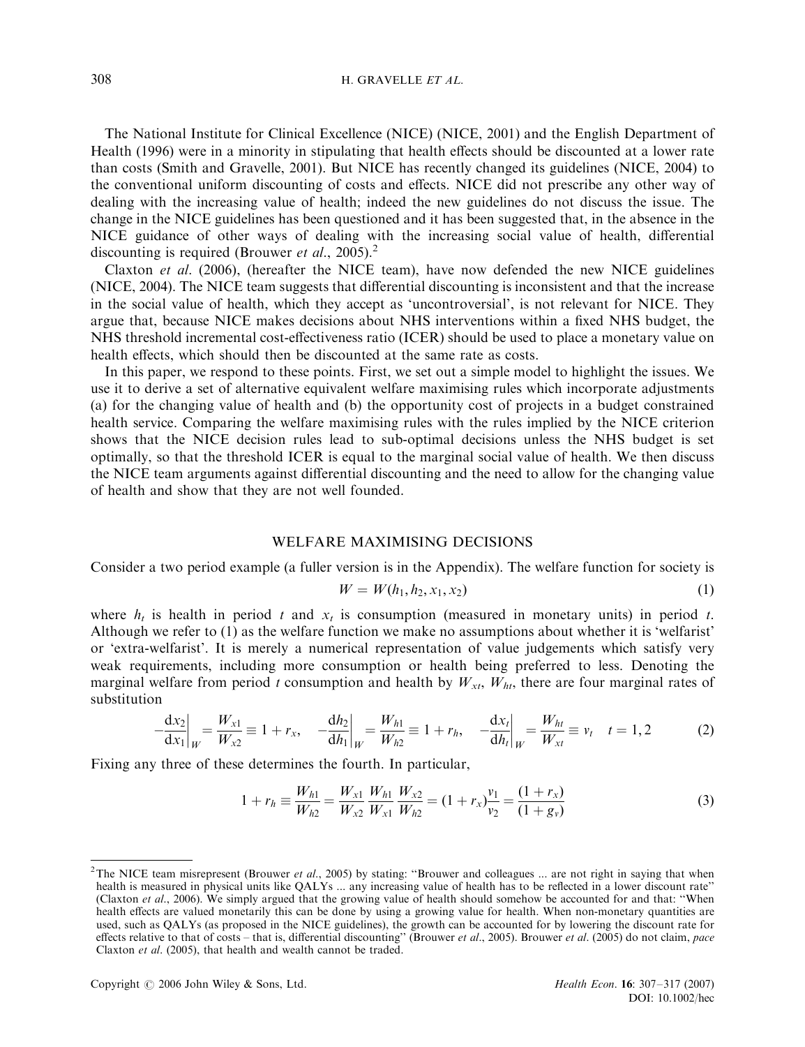The National Institute for Clinical Excellence (NICE) (NICE, 2001) and the English Department of Health (1996) were in a minority in stipulating that health effects should be discounted at a lower rate than costs (Smith and Gravelle, 2001). But NICE has recently changed its guidelines (NICE, 2004) to the conventional uniform discounting of costs and effects. NICE did not prescribe any other way of dealing with the increasing value of health; indeed the new guidelines do not discuss the issue. The change in the NICE guidelines has been questioned and it has been suggested that, in the absence in the NICE guidance of other ways of dealing with the increasing social value of health, differential discounting is required (Brouwer *et al.*, 2005).[2]

Claxton *et al.* (2006), (hereafter the NICE team), have now defended the new NICE guidelines (NICE, 2004). The NICE team suggests that differential discounting is inconsistent and that the increase in the social value of health, which they accept as 'uncontroversial', is not relevant for NICE. They argue that, because NICE makes decisions about NHS interventions within a fixed NHS budget, the NHS threshold incremental cost-effectiveness ratio (ICER) should be used to place a monetary value on health effects, which should then be discounted at the same rate as costs.

In this paper, we respond to these points. First, we set out a simple model to highlight the issues. We use it to derive a set of alternative equivalent welfare maximising rules which incorporate adjustments (a) for the changing value of health and (b) the opportunity cost of projects in a budget constrained health service. Comparing the welfare maximising rules with the rules implied by the NICE criterion shows that the NICE decision rules lead to sub-optimal decisions unless the NHS budget is set optimally, so that the threshold ICER is equal to the marginal social value of health. We then discuss the NICE team arguments against differential discounting and the need to allow for the changing value of health and show that they are not well founded.

## WELFARE MAXIMISING DECISIONS

Consider a two period example (a fuller version is in the Appendix). The welfare function for society is

$$W = W(h_1, h_2, x_1, x_2) \tag{1}$$

where $h_t$ is health in period $t$ and $x_t$ is consumption (measured in monetary units) in period $t$. Although we refer to (1) as the welfare function we make no assumptions about whether it is 'welfarist' or 'extra-welfarist'. It is merely a numerical representation of value judgements which satisfy very weak requirements, including more consumption or health being preferred to less. Denoting the marginal welfare from period $t$ consumption and health by $W_{xt}$, $W_{ht}$, there are four marginal rates of substitution

$$-\left.\frac{\mathrm{d}x_2}{\mathrm{d}x_1}\right|_W = \frac{W_{x1}}{W_{x2}} \equiv 1 + r_x, \quad -\left.\frac{\mathrm{d}h_2}{\mathrm{d}h_1}\right|_W = \frac{W_{h1}}{W_{h2}} \equiv 1 + r_h, \quad -\left.\frac{\mathrm{d}x_t}{\mathrm{d}h_t}\right|_W = \frac{W_{ht}}{W_{xt}} \equiv v_t \quad t = 1, 2 \tag{2}$$

Fixing any three of these determines the fourth. In particular,

$$1 + r_h \equiv \frac{W_{h1}}{W_{h2}} = \frac{W_{x1}}{W_{x2}} \frac{W_{h1}}{W_{x1}} \frac{W_{x2}}{W_{h2}} = (1 + r_x)\frac{v_1}{v_2} = \frac{(1 + r_x)}{(1 + g_v)} \tag{3}$$

---

[2] The NICE team misrepresent (Brouwer *et al.*, 2005) by stating: "Brouwer and colleagues ... are not right in saying that when health is measured in physical units like QALYs ... any increasing value of health has to be reflected in a lower discount rate" (Claxton *et al.*, 2006). We simply argued that the growing value of health should somehow be accounted for and that: "When health effects are valued monetarily this can be done by using a growing value for health. When non-monetary quantities are used, such as QALYs (as proposed in the NICE guidelines), the growth can be accounted for by lowering the discount rate for effects relative to that of costs – that is, differential discounting" (Brouwer *et al.*, 2005). Brouwer *et al.* (2005) do not claim, *pace* Claxton *et al.* (2005), that health and wealth cannot be traded.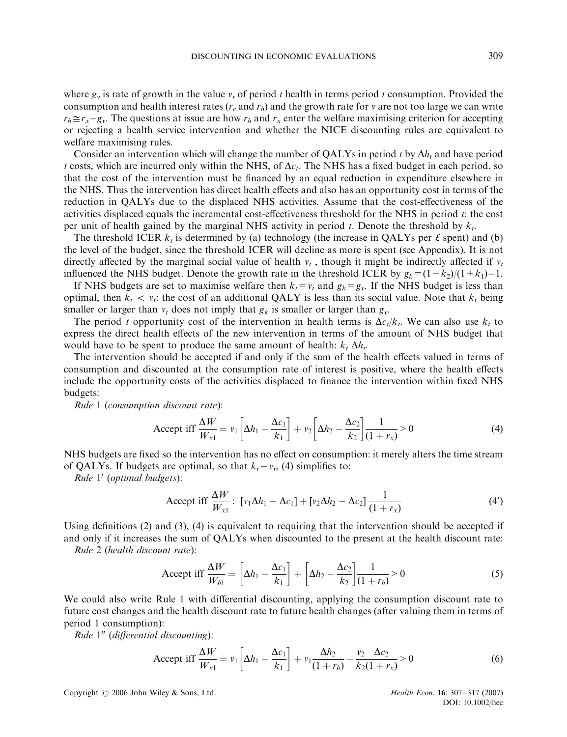where $g_v$ is rate of growth in the value $v_t$ of period $t$ health in terms period $t$ consumption. Provided the consumption and health interest rates ($r_c$ and $r_h$) and the growth rate for $v$ are not too large we can write $r_h \cong r_x - g_v$. The questions at issue are how $r_h$ and $r_x$ enter the welfare maximising criterion for accepting or rejecting a health service intervention and whether the NICE discounting rules are equivalent to welfare maximising rules.

Consider an intervention which will change the number of QALYs in period $t$ by $\Delta h_t$ and have period $t$ costs, which are incurred only within the NHS, of $\Delta c_t$. The NHS has a fixed budget in each period, so that the cost of the intervention must be financed by an equal reduction in expenditure elsewhere in the NHS. Thus the intervention has direct health effects and also has an opportunity cost in terms of the reduction in QALYs due to the displaced NHS activities. Assume that the cost-effectiveness of the activities displaced equals the incremental cost-effectiveness threshold for the NHS in period $t$: the cost per unit of health gained by the marginal NHS activity in period $t$. Denote the threshold by $k_t$.

The threshold ICER $k_t$ is determined by (a) technology (the increase in QALYs per £ spent) and (b) the level of the budget, since the threshold ICER will decline as more is spent (see Appendix). It is not directly affected by the marginal social value of health $v_t$, though it might be indirectly affected if $v_t$ influenced the NHS budget. Denote the growth rate in the threshold ICER by $g_k = (1+k_2)/(1+k_1) - 1$.

If NHS budgets are set to maximise welfare then $k_t = v_t$ and $g_k = g_v$. If the NHS budget is less than optimal, then $k_t < v_t$: the cost of an additional QALY is less than its social value. Note that $k_t$ being smaller or larger than $v_t$ does not imply that $g_k$ is smaller or larger than $g_v$.

The period $t$ opportunity cost of the intervention in health terms is $\Delta c_t / k_t$. We can also use $k_t$ to express the direct health effects of the new intervention in terms of the amount of NHS budget that would have to be spent to produce the same amount of health: $k_t \, \Delta h_t$.

The intervention should be accepted if and only if the sum of the health effects valued in terms of consumption and discounted at the consumption rate of interest is positive, where the health effects include the opportunity costs of the activities displaced to finance the intervention within fixed NHS budgets:

*Rule* 1 (*consumption discount rate*):

$$\text{Accept iff } \frac{\Delta W}{W_{x1}} = v_1\left[\Delta h_1 - \frac{\Delta c_1}{k_1}\right] + v_2\left[\Delta h_2 - \frac{\Delta c_2}{k_2}\right]\frac{1}{(1+r_x)} > 0 \tag{4}$$

NHS budgets are fixed so the intervention has no effect on consumption: it merely alters the time stream of QALYs. If budgets are optimal, so that $k_t = v_t$, (4) simplifies to:

*Rule* 1′ (*optimal budgets*):

$$\text{Accept iff } \frac{\Delta W}{W_{x1}}:\ [v_1\Delta h_1 - \Delta c_1] + [v_2\Delta h_2 - \Delta c_2]\frac{1}{(1+r_x)} \tag{4'}$$

Using definitions (2) and (3), (4) is equivalent to requiring that the intervention should be accepted if and only if it increases the sum of QALYs when discounted to the present at the health discount rate:

*Rule* 2 (*health discount rate*):

$$\text{Accept iff } \frac{\Delta W}{W_{h1}} = \left[\Delta h_1 - \frac{\Delta c_1}{k_1}\right] + \left[\Delta h_2 - \frac{\Delta c_2}{k_2}\right]\frac{1}{(1+r_h)} > 0 \tag{5}$$

We could also write Rule 1 with differential discounting, applying the consumption discount rate to future cost changes and the health discount rate to future health changes (after valuing them in terms of period 1 consumption):

*Rule* 1″ (*differential discounting*):

$$\text{Accept iff } \frac{\Delta W}{W_{x1}} = v_1\left[\Delta h_1 - \frac{\Delta c_1}{k_1}\right] + v_1\frac{\Delta h_2}{(1+r_h)} - \frac{v_2}{k_2}\frac{\Delta c_2}{(1+r_x)} > 0 \tag{6}$$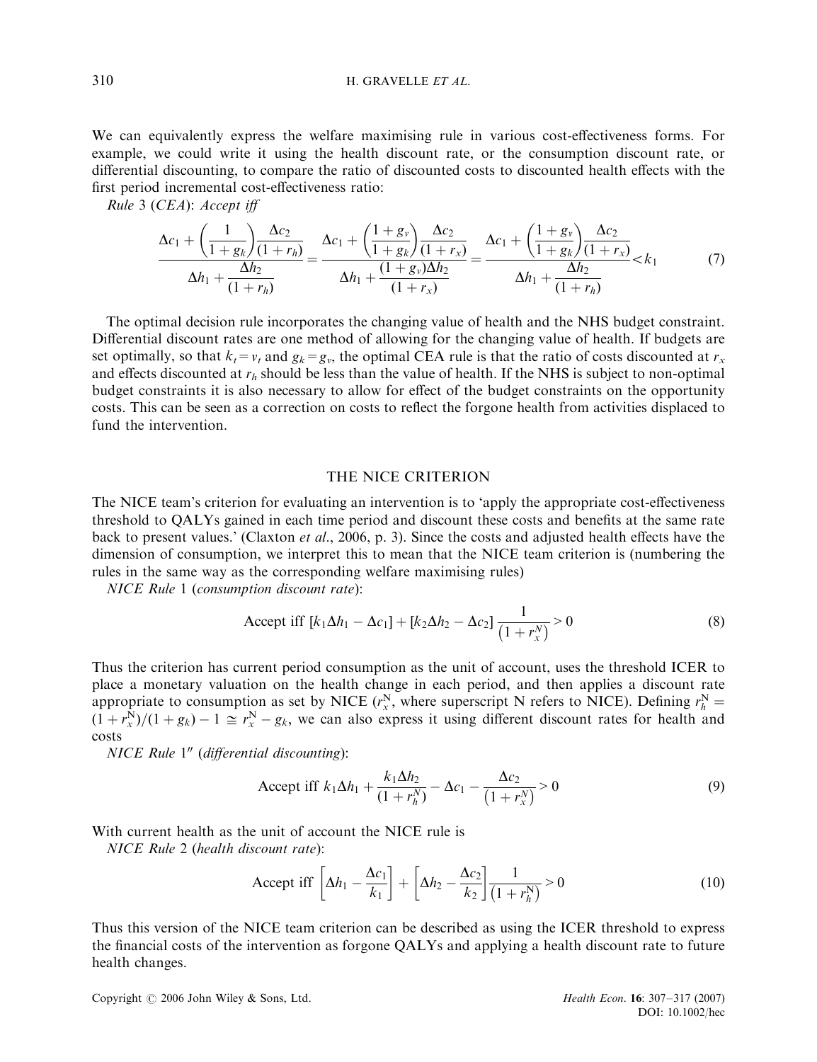We can equivalently express the welfare maximising rule in various cost-effectiveness forms. For example, we could write it using the health discount rate, or the consumption discount rate, or differential discounting, to compare the ratio of discounted costs to discounted health effects with the first period incremental cost-effectiveness ratio:

*Rule* 3 (*CEA*): *Accept iff*

$$\frac{\Delta c_1 + \left(\frac{1}{1+g_k}\right)\frac{\Delta c_2}{(1+r_h)}}{\Delta h_1 + \frac{\Delta h_2}{(1+r_h)}} = \frac{\Delta c_1 + \left(\frac{1+g_v}{1+g_k}\right)\frac{\Delta c_2}{(1+r_x)}}{\Delta h_1 + \frac{(1+g_v)\Delta h_2}{(1+r_x)}} = \frac{\Delta c_1 + \left(\frac{1+g_v}{1+g_k}\right)\frac{\Delta c_2}{(1+r_x)}}{\Delta h_1 + \frac{\Delta h_2}{(1+r_h)}} < k_1 \tag{7}$$

The optimal decision rule incorporates the changing value of health and the NHS budget constraint. Differential discount rates are one method of allowing for the changing value of health. If budgets are set optimally, so that $k_t = v_t$ and $g_k = g_v$, the optimal CEA rule is that the ratio of costs discounted at $r_x$ and effects discounted at $r_h$ should be less than the value of health. If the NHS is subject to non-optimal budget constraints it is also necessary to allow for effect of the budget constraints on the opportunity costs. This can be seen as a correction on costs to reflect the forgone health from activities displaced to fund the intervention.

## THE NICE CRITERION

The NICE team's criterion for evaluating an intervention is to 'apply the appropriate cost-effectiveness threshold to QALYs gained in each time period and discount these costs and benefits at the same rate back to present values.' (Claxton *et al.*, 2006, p. 3). Since the costs and adjusted health effects have the dimension of consumption, we interpret this to mean that the NICE team criterion is (numbering the rules in the same way as the corresponding welfare maximising rules)

*NICE Rule* 1 (*consumption discount rate*):

$$\text{Accept iff } [k_1\Delta h_1 - \Delta c_1] + [k_2\Delta h_2 - \Delta c_2]\frac{1}{\left(1+r_x^N\right)} > 0 \tag{8}$$

Thus the criterion has current period consumption as the unit of account, uses the threshold ICER to place a monetary valuation on the health change in each period, and then applies a discount rate appropriate to consumption as set by NICE ($r_x^{\mathrm{N}}$, where superscript N refers to NICE). Defining $r_h^{\mathrm{N}} = (1+r_x^{\mathrm{N}})/(1+g_k) - 1 \cong r_x^{\mathrm{N}} - g_k$, we can also express it using different discount rates for health and costs

*NICE Rule* 1″ (*differential discounting*):

$$\text{Accept iff } k_1\Delta h_1 + \frac{k_1\Delta h_2}{(1+r_h^N)} - \Delta c_1 - \frac{\Delta c_2}{\left(1+r_x^N\right)} > 0 \tag{9}$$

With current health as the unit of account the NICE rule is

*NICE Rule* 2 (*health discount rate*):

$$\text{Accept iff } \left[\Delta h_1 - \frac{\Delta c_1}{k_1}\right] + \left[\Delta h_2 - \frac{\Delta c_2}{k_2}\right]\frac{1}{\left(1+r_h^{\mathrm{N}}\right)} > 0 \tag{10}$$

Thus this version of the NICE team criterion can be described as using the ICER threshold to express the financial costs of the intervention as forgone QALYs and applying a health discount rate to future health changes.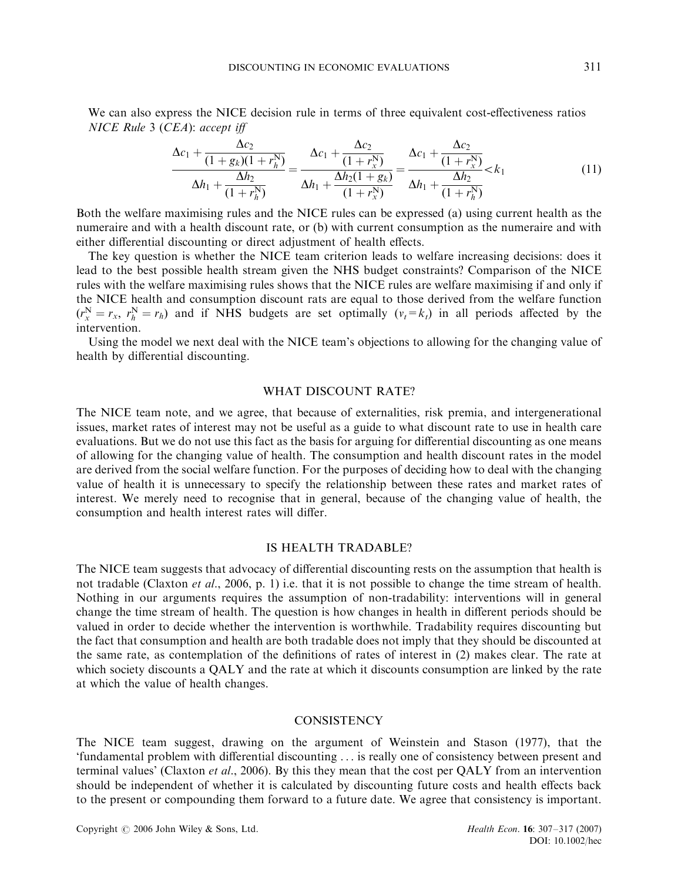We can also express the NICE decision rule in terms of three equivalent cost-effectiveness ratios *NICE Rule* 3 (*CEA*): *accept iff*

$$\frac{\Delta c_1 + \dfrac{\Delta c_2}{(1+g_k)(1+r_h^{\mathrm{N}})}}{\Delta h_1 + \dfrac{\Delta h_2}{(1+r_h^{\mathrm{N}})}} = \frac{\Delta c_1 + \dfrac{\Delta c_2}{(1+r_x^{\mathrm{N}})}}{\Delta h_1 + \dfrac{\Delta h_2(1+g_k)}{(1+r_x^{\mathrm{N}})}} = \frac{\Delta c_1 + \dfrac{\Delta c_2}{(1+r_x^{\mathrm{N}})}}{\Delta h_1 + \dfrac{\Delta h_2}{(1+r_h^{\mathrm{N}})}} < k_1 \tag{11}$$

Both the welfare maximising rules and the NICE rules can be expressed (a) using current health as the numeraire and with a health discount rate, or (b) with current consumption as the numeraire and with either differential discounting or direct adjustment of health effects.

The key question is whether the NICE team criterion leads to welfare increasing decisions: does it lead to the best possible health stream given the NHS budget constraints? Comparison of the NICE rules with the welfare maximising rules shows that the NICE rules are welfare maximising if and only if the NICE health and consumption discount rats are equal to those derived from the welfare function ($r_x^{\mathrm{N}} = r_x$, $r_h^{\mathrm{N}} = r_h$) and if NHS budgets are set optimally ($v_t = k_t$) in all periods affected by the intervention.

Using the model we next deal with the NICE team's objections to allowing for the changing value of health by differential discounting.

## WHAT DISCOUNT RATE?

The NICE team note, and we agree, that because of externalities, risk premia, and intergenerational issues, market rates of interest may not be useful as a guide to what discount rate to use in health care evaluations. But we do not use this fact as the basis for arguing for differential discounting as one means of allowing for the changing value of health. The consumption and health discount rates in the model are derived from the social welfare function. For the purposes of deciding how to deal with the changing value of health it is unnecessary to specify the relationship between these rates and market rates of interest. We merely need to recognise that in general, because of the changing value of health, the consumption and health interest rates will differ.

## IS HEALTH TRADABLE?

The NICE team suggests that advocacy of differential discounting rests on the assumption that health is not tradable (Claxton *et al*., 2006, p. 1) i.e. that it is not possible to change the time stream of health. Nothing in our arguments requires the assumption of non-tradability: interventions will in general change the time stream of health. The question is how changes in health in different periods should be valued in order to decide whether the intervention is worthwhile. Tradability requires discounting but the fact that consumption and health are both tradable does not imply that they should be discounted at the same rate, as contemplation of the definitions of rates of interest in (2) makes clear. The rate at which society discounts a QALY and the rate at which it discounts consumption are linked by the rate at which the value of health changes.

## CONSISTENCY

The NICE team suggest, drawing on the argument of Weinstein and Stason (1977), that the 'fundamental problem with differential discounting ... is really one of consistency between present and terminal values' (Claxton *et al*., 2006). By this they mean that the cost per QALY from an intervention should be independent of whether it is calculated by discounting future costs and health effects back to the present or compounding them forward to a future date. We agree that consistency is important.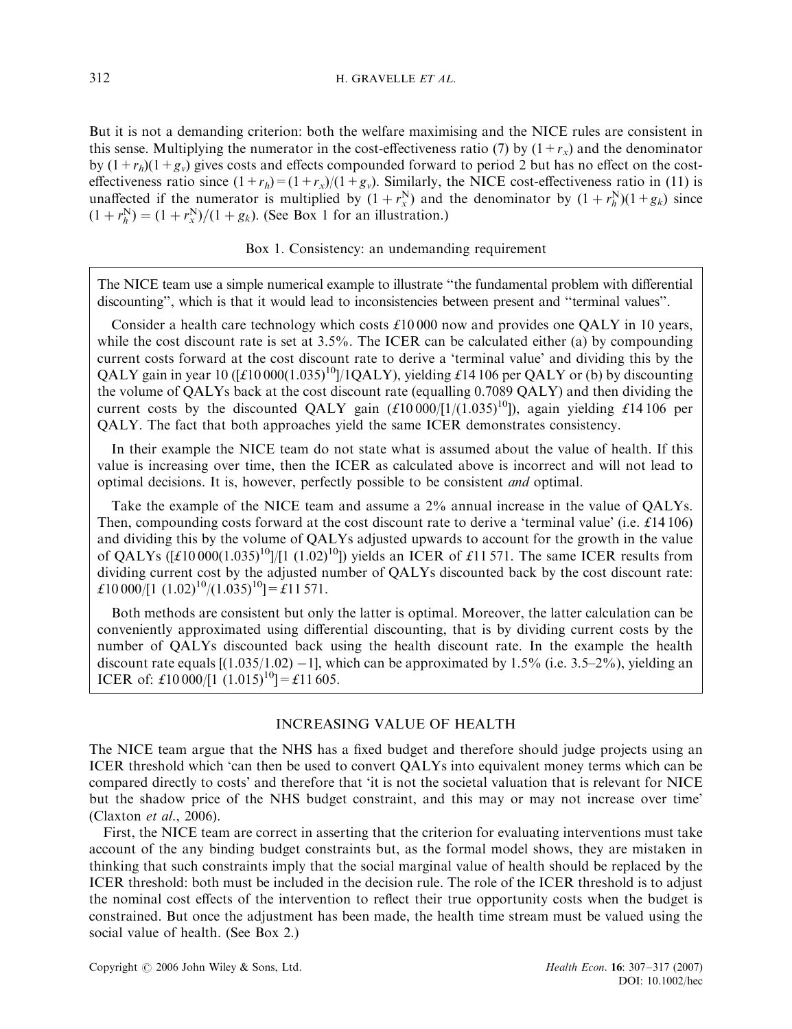But it is not a demanding criterion: both the welfare maximising and the NICE rules are consistent in this sense. Multiplying the numerator in the cost-effectiveness ratio (7) by $(1 + r_x)$ and the denominator by $(1 + r_h)(1 + g_v)$ gives costs and effects compounded forward to period 2 but has no effect on the cost-effectiveness ratio since $(1 + r_h) = (1 + r_x)/(1 + g_v)$. Similarly, the NICE cost-effectiveness ratio in (11) is unaffected if the numerator is multiplied by $(1 + r_x^{\mathrm{N}})$ and the denominator by $(1 + r_h^{\mathrm{N}})(1 + g_k)$ since $(1 + r_h^{\mathrm{N}}) = (1 + r_x^{\mathrm{N}})/(1 + g_k)$. (See Box 1 for an illustration.)

**Box 1. Consistency: an undemanding requirement**

The NICE team use a simple numerical example to illustrate "the fundamental problem with differential discounting", which is that it would lead to inconsistencies between present and "terminal values".

Consider a health care technology which costs £10 000 now and provides one QALY in 10 years, while the cost discount rate is set at 3.5%. The ICER can be calculated either (a) by compounding current costs forward at the cost discount rate to derive a 'terminal value' and dividing this by the QALY gain in year 10 ($[£10\,000(1.035)^{10}]/1\mathrm{QALY}$), yielding £14 106 per QALY or (b) by discounting the volume of QALYs back at the cost discount rate (equalling 0.7089 QALY) and then dividing the current costs by the discounted QALY gain ($£10\,000/[1/(1.035)^{10}]$), again yielding £14 106 per QALY. The fact that both approaches yield the same ICER demonstrates consistency.

In their example the NICE team do not state what is assumed about the value of health. If this value is increasing over time, then the ICER as calculated above is incorrect and will not lead to optimal decisions. It is, however, perfectly possible to be consistent *and* optimal.

Take the example of the NICE team and assume a 2% annual increase in the value of QALYs. Then, compounding costs forward at the cost discount rate to derive a 'terminal value' (i.e. £14 106) and dividing this by the volume of QALYs adjusted upwards to account for the growth in the value of QALYs ($[£10\,000(1.035)^{10}]/[1\ (1.02)^{10}]$) yields an ICER of £11 571. The same ICER results from dividing current cost by the adjusted number of QALYs discounted back by the cost discount rate: $£10\,000/[1\ (1.02)^{10}/(1.035)^{10}] = £11\,571$.

Both methods are consistent but only the latter is optimal. Moreover, the latter calculation can be conveniently approximated using differential discounting, that is by dividing current costs by the number of QALYs discounted back using the health discount rate. In the example the health discount rate equals $[(1.035/1.02) - 1]$, which can be approximated by 1.5% (i.e. 3.5–2%), yielding an ICER of: $£10\,000/[1\ (1.015)^{10}] = £11\,605$.

## INCREASING VALUE OF HEALTH

The NICE team argue that the NHS has a fixed budget and therefore should judge projects using an ICER threshold which 'can then be used to convert QALYs into equivalent money terms which can be compared directly to costs' and therefore that 'it is not the societal valuation that is relevant for NICE but the shadow price of the NHS budget constraint, and this may or may not increase over time' (Claxton *et al.*, 2006).

First, the NICE team are correct in asserting that the criterion for evaluating interventions must take account of the any binding budget constraints but, as the formal model shows, they are mistaken in thinking that such constraints imply that the social marginal value of health should be replaced by the ICER threshold: both must be included in the decision rule. The role of the ICER threshold is to adjust the nominal cost effects of the intervention to reflect their true opportunity costs when the budget is constrained. But once the adjustment has been made, the health time stream must be valued using the social value of health. (See Box 2.)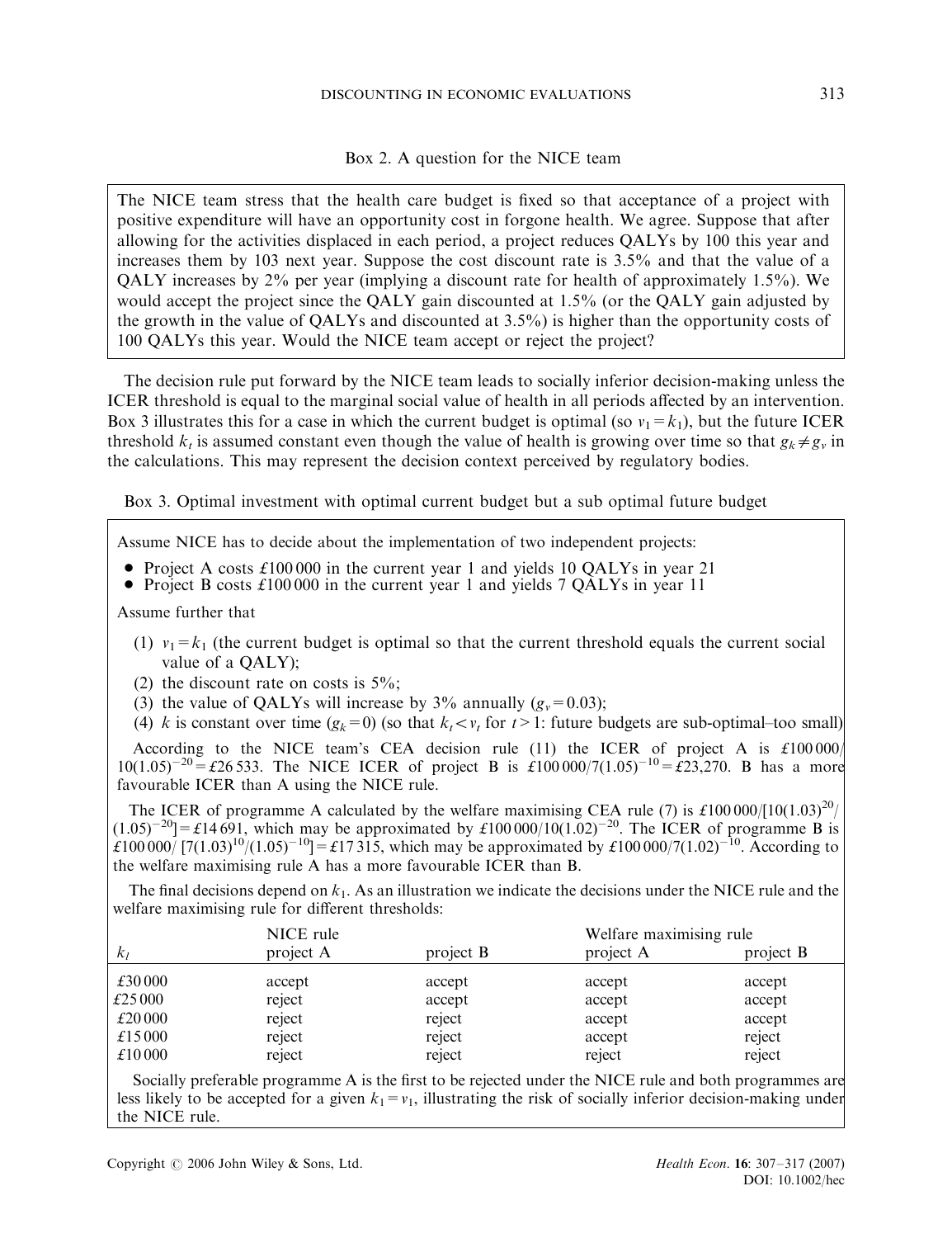Box 2. A question for the NICE team

> The NICE team stress that the health care budget is fixed so that acceptance of a project with positive expenditure will have an opportunity cost in forgone health. We agree. Suppose that after allowing for the activities displaced in each period, a project reduces QALYs by 100 this year and increases them by 103 next year. Suppose the cost discount rate is 3.5% and that the value of a QALY increases by 2% per year (implying a discount rate for health of approximately 1.5%). We would accept the project since the QALY gain discounted at 1.5% (or the QALY gain adjusted by the growth in the value of QALYs and discounted at 3.5%) is higher than the opportunity costs of 100 QALYs this year. Would the NICE team accept or reject the project?

The decision rule put forward by the NICE team leads to socially inferior decision-making unless the ICER threshold is equal to the marginal social value of health in all periods affected by an intervention. Box 3 illustrates this for a case in which the current budget is optimal (so $v_1 = k_1$), but the future ICER threshold $k_t$ is assumed constant even though the value of health is growing over time so that $g_k \neq g_v$ in the calculations. This may represent the decision context perceived by regulatory bodies.

Box 3. Optimal investment with optimal current budget but a sub optimal future budget

Assume NICE has to decide about the implementation of two independent projects:

- Project A costs £100 000 in the current year 1 and yields 10 QALYs in year 21
- Project B costs £100 000 in the current year 1 and yields 7 QALYs in year 11

Assume further that

(1) $v_1 = k_1$ (the current budget is optimal so that the current threshold equals the current social value of a QALY);
(2) the discount rate on costs is 5%;
(3) the value of QALYs will increase by 3% annually ($g_v = 0.03$);
(4) $k$ is constant over time ($g_k = 0$) (so that $k_t < v_t$ for $t > 1$: future budgets are sub-optimal–too small)

According to the NICE team's CEA decision rule (11) the ICER of project A is $£100\,000/10(1.05)^{-20} = £26\,533$. The NICE ICER of project B is $£100\,000/7(1.05)^{-10} = £23{,}270$. B has a more favourable ICER than A using the NICE rule.

The ICER of programme A calculated by the welfare maximising CEA rule (7) is $£100\,000/[10(1.03)^{20}/(1.05)^{-20}] = £14\,691$, which may be approximated by $£100\,000/10(1.02)^{-20}$. The ICER of programme B is $£100\,000/[7(1.03)^{10}/(1.05)^{-10}] = £17\,315$, which may be approximated by $£100\,000/7(1.02)^{-10}$. According to the welfare maximising rule A has a more favourable ICER than B.

The final decisions depend on $k_1$. As an illustration we indicate the decisions under the NICE rule and the welfare maximising rule for different thresholds:

| $k_l$ | NICE rule project A | NICE rule project B | Welfare maximising rule project A | Welfare maximising rule project B |
|---|---|---|---|---|
| £30 000 | accept | accept | accept | accept |
| £25 000 | reject | accept | accept | accept |
| £20 000 | reject | reject | accept | accept |
| £15 000 | reject | reject | accept | reject |
| £10 000 | reject | reject | reject | reject |

Socially preferable programme A is the first to be rejected under the NICE rule and both programmes are less likely to be accepted for a given $k_1 = v_1$, illustrating the risk of socially inferior decision-making under the NICE rule.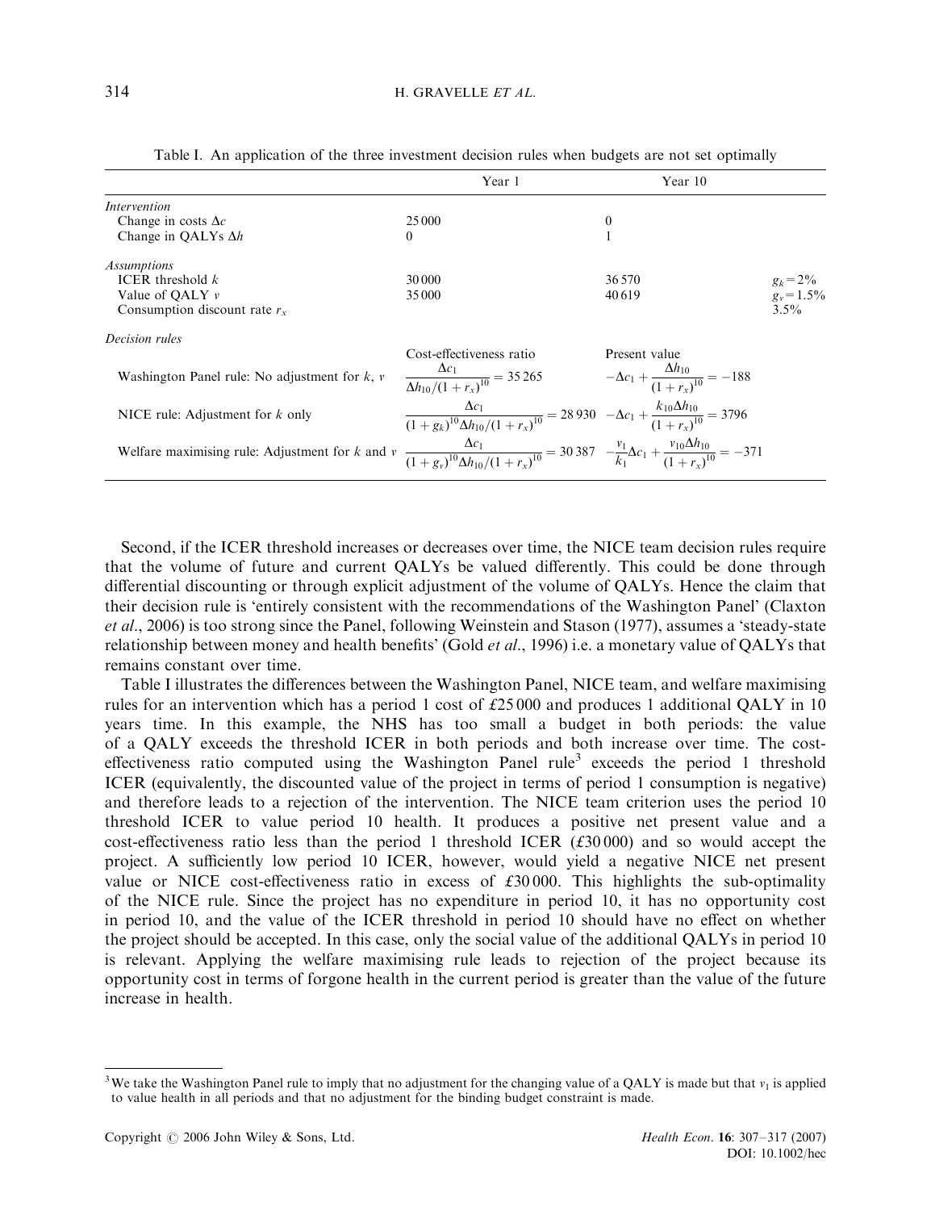Table I. An application of the three investment decision rules when budgets are not set optimally

| | Year 1 | Year 10 | |
|---|---|---|---|
| *Intervention* | | | |
| Change in costs $\Delta c$ | 25 000 | 0 | |
| Change in QALYs $\Delta h$ | 0 | 1 | |
| *Assumptions* | | | |
| ICER threshold $k$ | 30 000 | 36 570 | $g_k = 2\%$ |
| Value of QALY $v$ | 35 000 | 40 619 | $g_v = 1.5\%$ |
| Consumption discount rate $r_x$ | | | 3.5% |
| *Decision rules* | | | |
| | Cost-effectiveness ratio | Present value | |
| Washington Panel rule: No adjustment for $k$, $v$ | $\dfrac{\Delta c_1}{\Delta h_{10}/(1+r_x)^{10}} = 35\,265$ | $-\Delta c_1 + \dfrac{\Delta h_{10}}{(1+r_x)^{10}} = -188$ | |
| NICE rule: Adjustment for $k$ only | $\dfrac{\Delta c_1}{(1+g_k)^{10}\Delta h_{10}/(1+r_x)^{10}} = 28\,930$ | $-\Delta c_1 + \dfrac{k_{10}\Delta h_{10}}{(1+r_x)^{10}} = 3796$ | |
| Welfare maximising rule: Adjustment for $k$ and $v$ | $\dfrac{\Delta c_1}{(1+g_v)^{10}\Delta h_{10}/(1+r_x)^{10}} = 30\,387$ | $-\dfrac{v_1}{k_1}\Delta c_1 + \dfrac{v_{10}\Delta h_{10}}{(1+r_x)^{10}} = -371$ | |

Second, if the ICER threshold increases or decreases over time, the NICE team decision rules require that the volume of future and current QALYs be valued differently. This could be done through differential discounting or through explicit adjustment of the volume of QALYs. Hence the claim that their decision rule is 'entirely consistent with the recommendations of the Washington Panel' (Claxton *et al.*, 2006) is too strong since the Panel, following Weinstein and Stason (1977), assumes a 'steady-state relationship between money and health benefits' (Gold *et al.*, 1996) i.e. a monetary value of QALYs that remains constant over time.

Table I illustrates the differences between the Washington Panel, NICE team, and welfare maximising rules for an intervention which has a period 1 cost of £25 000 and produces 1 additional QALY in 10 years time. In this example, the NHS has too small a budget in both periods: the value of a QALY exceeds the threshold ICER in both periods and both increase over time. The cost-effectiveness ratio computed using the Washington Panel rule[3] exceeds the period 1 threshold ICER (equivalently, the discounted value of the project in terms of period 1 consumption is negative) and therefore leads to a rejection of the intervention. The NICE team criterion uses the period 10 threshold ICER to value period 10 health. It produces a positive net present value and a cost-effectiveness ratio less than the period 1 threshold ICER (£30 000) and so would accept the project. A sufficiently low period 10 ICER, however, would yield a negative NICE net present value or NICE cost-effectiveness ratio in excess of £30 000. This highlights the sub-optimality of the NICE rule. Since the project has no expenditure in period 10, it has no opportunity cost in period 10, and the value of the ICER threshold in period 10 should have no effect on whether the project should be accepted. In this case, only the social value of the additional QALYs in period 10 is relevant. Applying the welfare maximising rule leads to rejection of the project because its opportunity cost in terms of forgone health in the current period is greater than the value of the future increase in health.

[3] We take the Washington Panel rule to imply that no adjustment for the changing value of a QALY is made but that $v_1$ is applied to value health in all periods and that no adjustment for the binding budget constraint is made.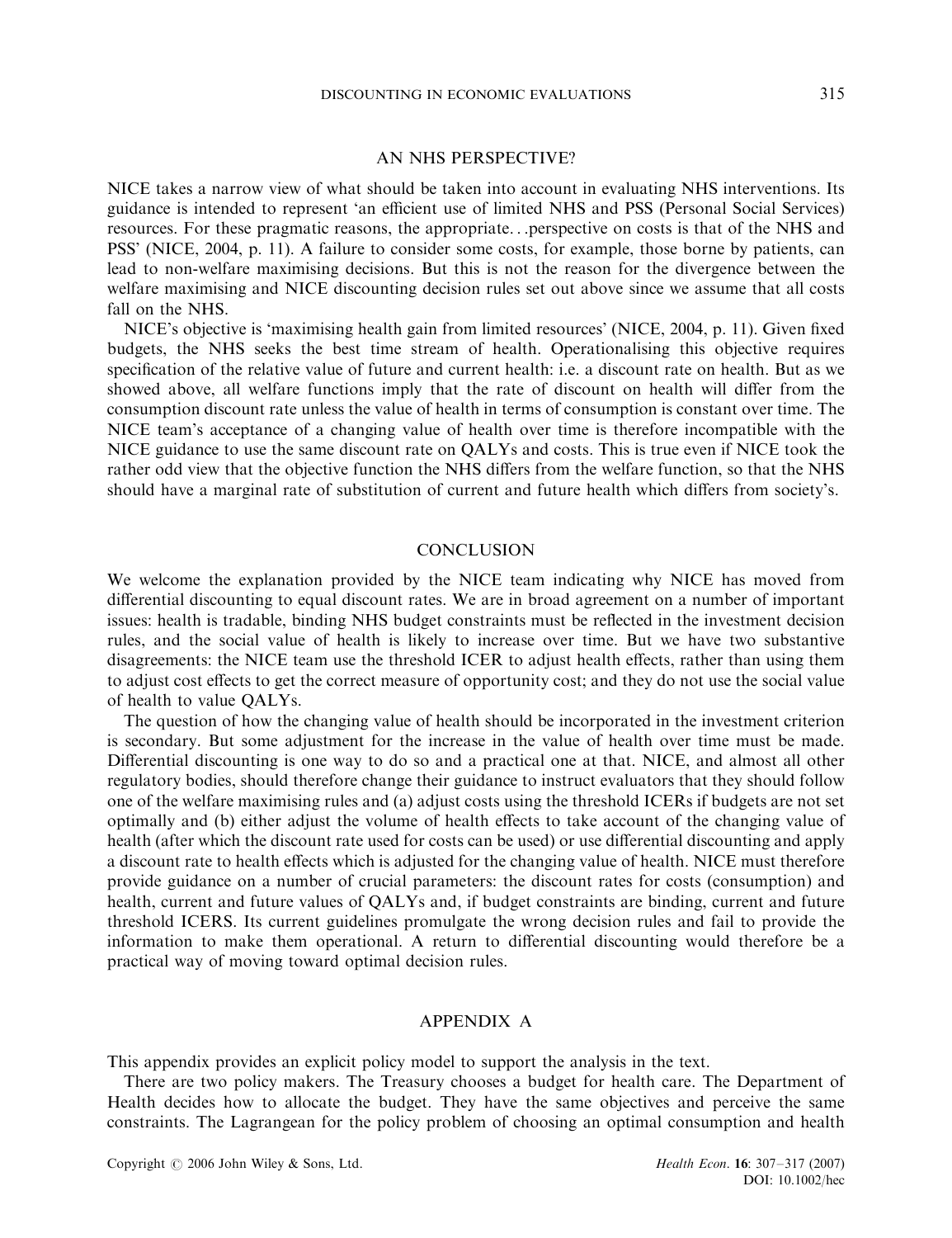## AN NHS PERSPECTIVE?

NICE takes a narrow view of what should be taken into account in evaluating NHS interventions. Its guidance is intended to represent 'an efficient use of limited NHS and PSS (Personal Social Services) resources. For these pragmatic reasons, the appropriate...perspective on costs is that of the NHS and PSS' (NICE, 2004, p. 11). A failure to consider some costs, for example, those borne by patients, can lead to non-welfare maximising decisions. But this is not the reason for the divergence between the welfare maximising and NICE discounting decision rules set out above since we assume that all costs fall on the NHS.

NICE's objective is 'maximising health gain from limited resources' (NICE, 2004, p. 11). Given fixed budgets, the NHS seeks the best time stream of health. Operationalising this objective requires specification of the relative value of future and current health: i.e. a discount rate on health. But as we showed above, all welfare functions imply that the rate of discount on health will differ from the consumption discount rate unless the value of health in terms of consumption is constant over time. The NICE team's acceptance of a changing value of health over time is therefore incompatible with the NICE guidance to use the same discount rate on QALYs and costs. This is true even if NICE took the rather odd view that the objective function the NHS differs from the welfare function, so that the NHS should have a marginal rate of substitution of current and future health which differs from society's.

## CONCLUSION

We welcome the explanation provided by the NICE team indicating why NICE has moved from differential discounting to equal discount rates. We are in broad agreement on a number of important issues: health is tradable, binding NHS budget constraints must be reflected in the investment decision rules, and the social value of health is likely to increase over time. But we have two substantive disagreements: the NICE team use the threshold ICER to adjust health effects, rather than using them to adjust cost effects to get the correct measure of opportunity cost; and they do not use the social value of health to value QALYs.

The question of how the changing value of health should be incorporated in the investment criterion is secondary. But some adjustment for the increase in the value of health over time must be made. Differential discounting is one way to do so and a practical one at that. NICE, and almost all other regulatory bodies, should therefore change their guidance to instruct evaluators that they should follow one of the welfare maximising rules and (a) adjust costs using the threshold ICERs if budgets are not set optimally and (b) either adjust the volume of health effects to take account of the changing value of health (after which the discount rate used for costs can be used) or use differential discounting and apply a discount rate to health effects which is adjusted for the changing value of health. NICE must therefore provide guidance on a number of crucial parameters: the discount rates for costs (consumption) and health, current and future values of QALYs and, if budget constraints are binding, current and future threshold ICERS. Its current guidelines promulgate the wrong decision rules and fail to provide the information to make them operational. A return to differential discounting would therefore be a practical way of moving toward optimal decision rules.

## APPENDIX A

This appendix provides an explicit policy model to support the analysis in the text.

There are two policy makers. The Treasury chooses a budget for health care. The Department of Health decides how to allocate the budget. They have the same objectives and perceive the same constraints. The Lagrangean for the policy problem of choosing an optimal consumption and health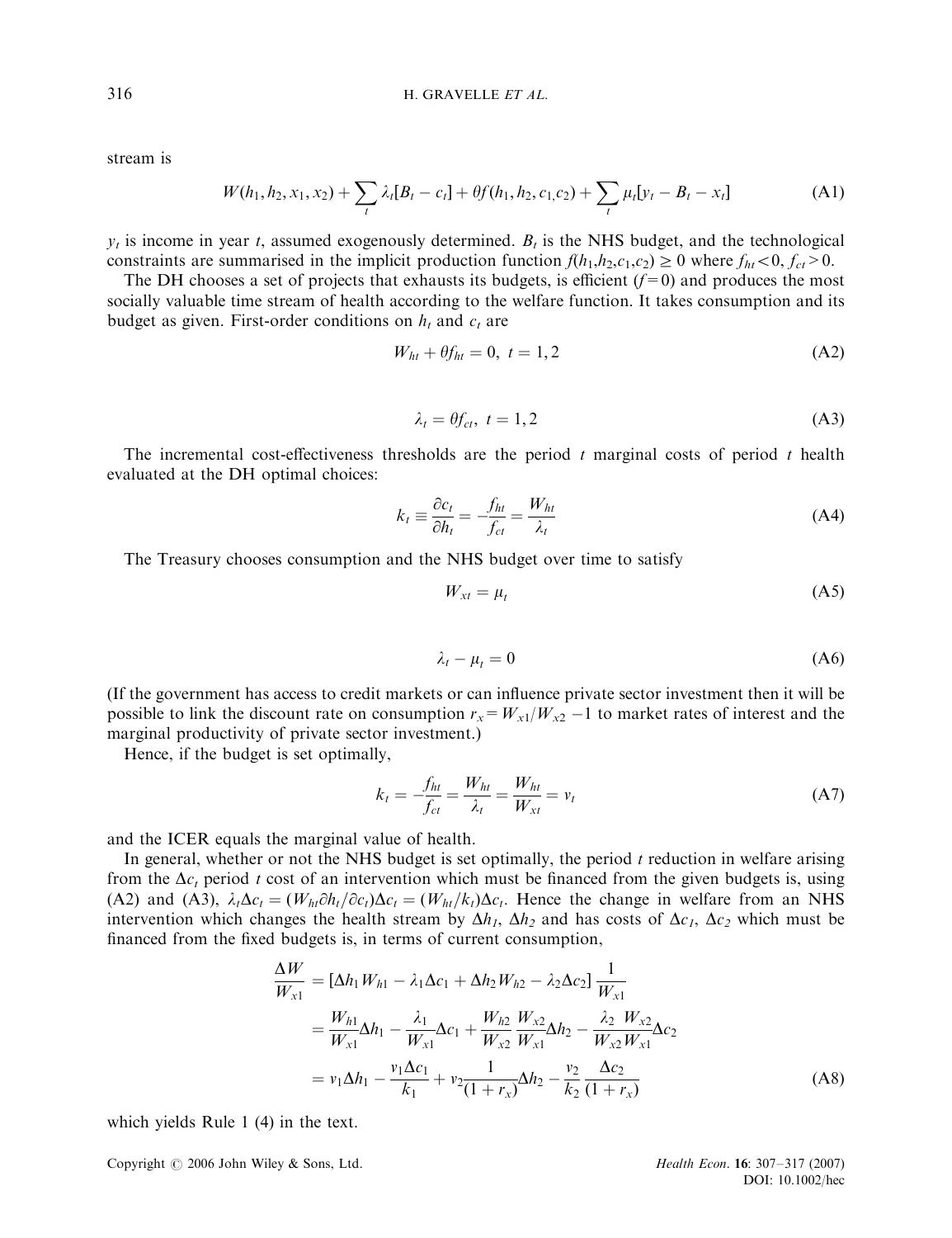stream is

$$W(h_1, h_2, x_1, x_2) + \sum_t \lambda_t[B_t - c_t] + \theta f(h_1, h_2, c_1, c_2) + \sum_t \mu_t[y_t - B_t - x_t] \tag{A1}$$

$y_t$ is income in year $t$, assumed exogenously determined. $B_t$ is the NHS budget, and the technological constraints are summarised in the implicit production function $f(h_1,h_2,c_1,c_2) \geq 0$ where $f_{ht} < 0$, $f_{ct} > 0$.

The DH chooses a set of projects that exhausts its budgets, is efficient ($f = 0$) and produces the most socially valuable time stream of health according to the welfare function. It takes consumption and its budget as given. First-order conditions on $h_t$ and $c_t$ are

$$W_{ht} + \theta f_{ht} = 0, \; t = 1, 2 \tag{A2}$$

$$\lambda_t = \theta f_{ct}, \; t = 1, 2 \tag{A3}$$

The incremental cost-effectiveness thresholds are the period $t$ marginal costs of period $t$ health evaluated at the DH optimal choices:

$$k_t \equiv \frac{\partial c_t}{\partial h_t} = -\frac{f_{ht}}{f_{ct}} = \frac{W_{ht}}{\lambda_t} \tag{A4}$$

The Treasury chooses consumption and the NHS budget over time to satisfy

$$W_{xt} = \mu_t \tag{A5}$$

$$\lambda_t - \mu_t = 0 \tag{A6}$$

(If the government has access to credit markets or can influence private sector investment then it will be possible to link the discount rate on consumption $r_x = W_{x1}/W_{x2} - 1$ to market rates of interest and the marginal productivity of private sector investment.)

Hence, if the budget is set optimally,

$$k_t = -\frac{f_{ht}}{f_{ct}} = \frac{W_{ht}}{\lambda_t} = \frac{W_{ht}}{W_{xt}} = v_t \tag{A7}$$

and the ICER equals the marginal value of health.

In general, whether or not the NHS budget is set optimally, the period $t$ reduction in welfare arising from the $\Delta c_t$ period $t$ cost of an intervention which must be financed from the given budgets is, using (A2) and (A3), $\lambda_t \Delta c_t = (W_{ht} \partial h_t / \partial c_t) \Delta c_t = (W_{ht}/k_t) \Delta c_t$. Hence the change in welfare from an NHS intervention which changes the health stream by $\Delta h_1$, $\Delta h_2$ and has costs of $\Delta c_1$, $\Delta c_2$ which must be financed from the fixed budgets is, in terms of current consumption,

$$\begin{aligned}
\frac{\Delta W}{W_{x1}} &= [\Delta h_1 W_{h1} - \lambda_1 \Delta c_1 + \Delta h_2 W_{h2} - \lambda_2 \Delta c_2] \frac{1}{W_{x1}} \\
&= \frac{W_{h1}}{W_{x1}} \Delta h_1 - \frac{\lambda_1}{W_{x1}} \Delta c_1 + \frac{W_{h2}}{W_{x2}} \frac{W_{x2}}{W_{x1}} \Delta h_2 - \frac{\lambda_2}{W_{x2}} \frac{W_{x2}}{W_{x1}} \Delta c_2 \\
&= v_1 \Delta h_1 - \frac{v_1 \Delta c_1}{k_1} + v_2 \frac{1}{(1 + r_x)} \Delta h_2 - \frac{v_2}{k_2} \frac{\Delta c_2}{(1 + r_x)}
\end{aligned} \tag{A8}$$

which yields Rule 1 (4) in the text.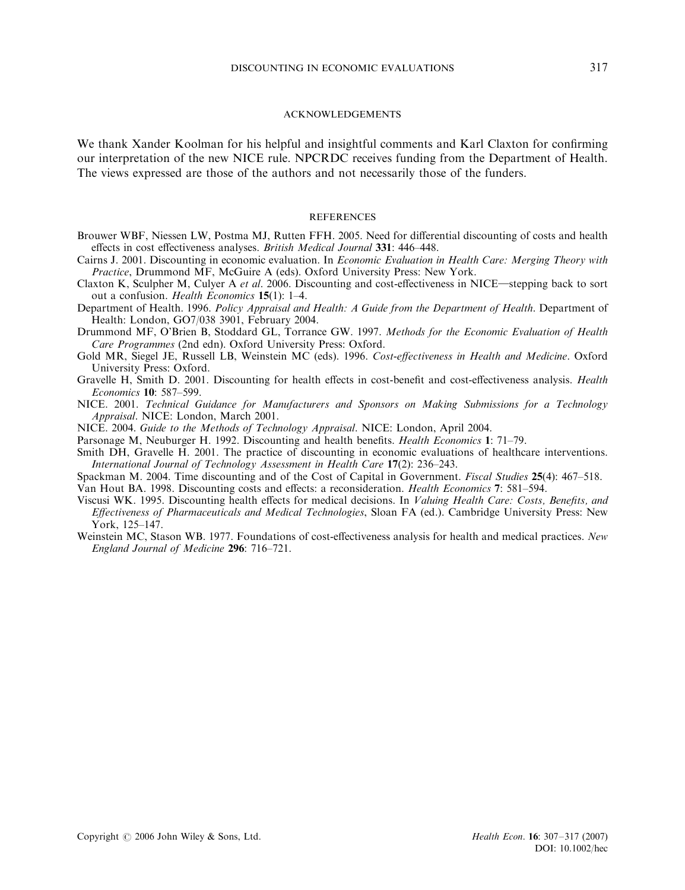## ACKNOWLEDGEMENTS

We thank Xander Koolman for his helpful and insightful comments and Karl Claxton for confirming our interpretation of the new NICE rule. NPCRDC receives funding from the Department of Health. The views expressed are those of the authors and not necessarily those of the funders.

## REFERENCES

Brouwer WBF, Niessen LW, Postma MJ, Rutten FFH. 2005. Need for differential discounting of costs and health effects in cost effectiveness analyses. *British Medical Journal* **331**: 446–448.

Cairns J. 2001. Discounting in economic evaluation. In *Economic Evaluation in Health Care: Merging Theory with Practice*, Drummond MF, McGuire A (eds). Oxford University Press: New York.

Claxton K, Sculpher M, Culyer A *et al*. 2006. Discounting and cost-effectiveness in NICE—stepping back to sort out a confusion. *Health Economics* **15**(1): 1–4.

Department of Health. 1996. *Policy Appraisal and Health: A Guide from the Department of Health*. Department of Health: London, GO7/038 3901, February 2004.

Drummond MF, O'Brien B, Stoddard GL, Torrance GW. 1997. *Methods for the Economic Evaluation of Health Care Programmes* (2nd edn). Oxford University Press: Oxford.

Gold MR, Siegel JE, Russell LB, Weinstein MC (eds). 1996. *Cost-effectiveness in Health and Medicine*. Oxford University Press: Oxford.

Gravelle H, Smith D. 2001. Discounting for health effects in cost-benefit and cost-effectiveness analysis. *Health Economics* **10**: 587–599.

NICE. 2001. *Technical Guidance for Manufacturers and Sponsors on Making Submissions for a Technology Appraisal*. NICE: London, March 2001.

NICE. 2004. *Guide to the Methods of Technology Appraisal*. NICE: London, April 2004.

Parsonage M, Neuburger H. 1992. Discounting and health benefits. *Health Economics* **1**: 71–79.

Smith DH, Gravelle H. 2001. The practice of discounting in economic evaluations of healthcare interventions. *International Journal of Technology Assessment in Health Care* **17**(2): 236–243.

Spackman M. 2004. Time discounting and of the Cost of Capital in Government. *Fiscal Studies* **25**(4): 467–518.

Van Hout BA. 1998. Discounting costs and effects: a reconsideration. *Health Economics* **7**: 581–594.

Viscusi WK. 1995. Discounting health effects for medical decisions. In *Valuing Health Care: Costs, Benefits, and Effectiveness of Pharmaceuticals and Medical Technologies*, Sloan FA (ed.). Cambridge University Press: New York, 125–147.

Weinstein MC, Stason WB. 1977. Foundations of cost-effectiveness analysis for health and medical practices. *New England Journal of Medicine* **296**: 716–721.